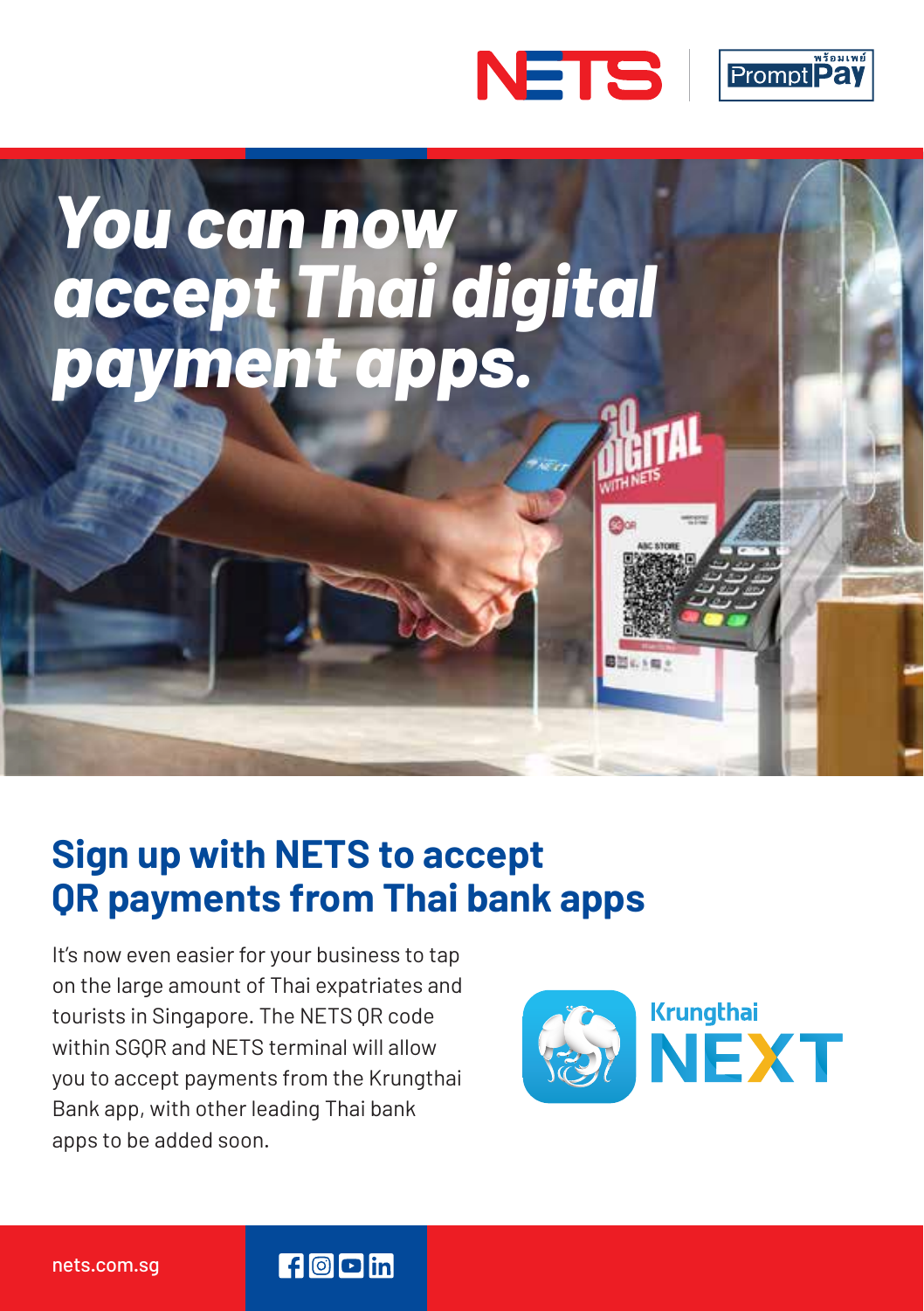# *You can now accept Thai digital payment apps.*

## Sign up with NETS to accept QR payments from Thai bank apps

It's now even easier for your business to tap on the large amount of Thai expatriates and tourists in Singapore. The NETS QR code within SGQR and NETS terminal will allow you to accept payments from the Krungthai Bank app, with other leading Thai bank apps to be added soon.

nets.com.sg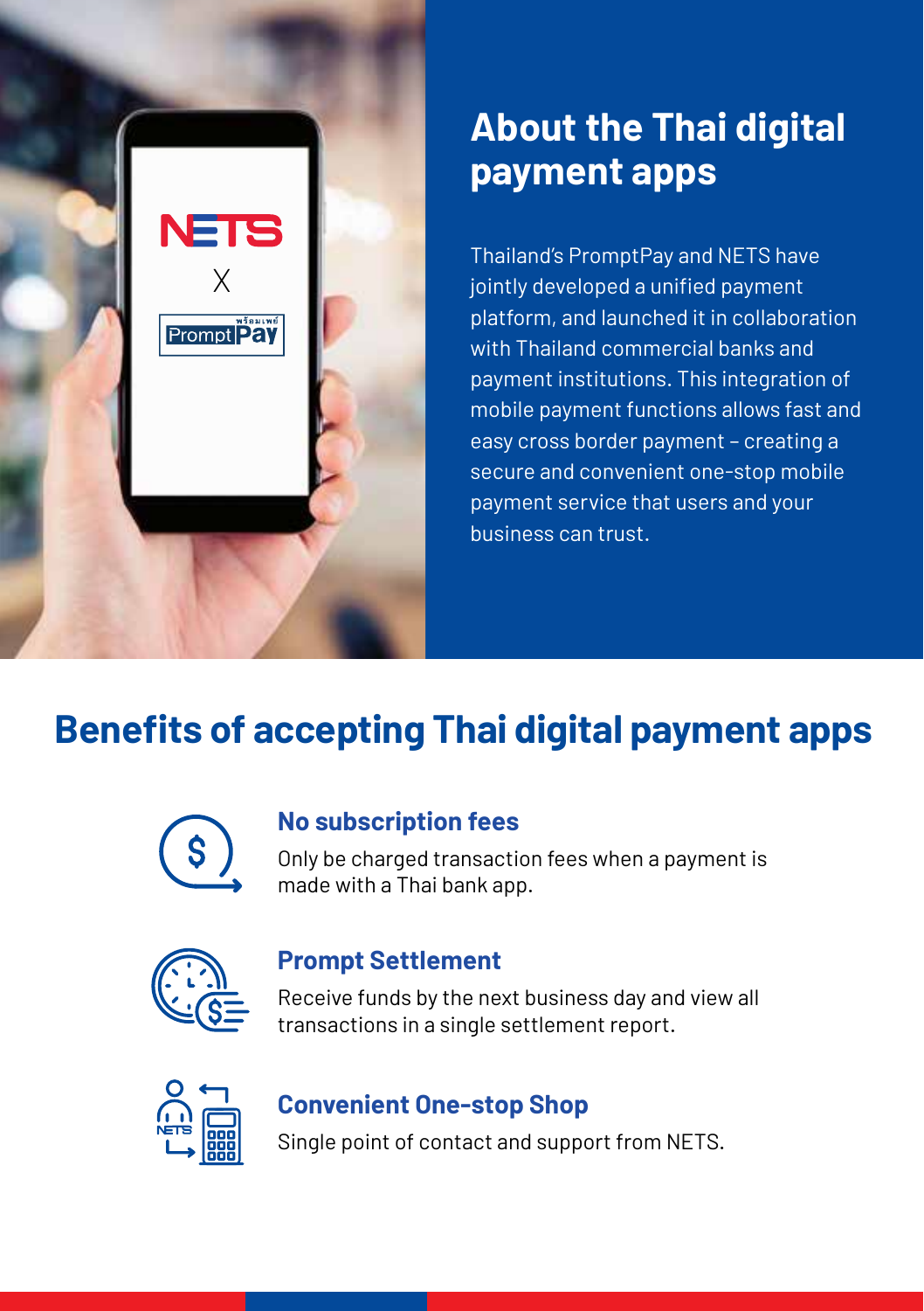## About the Thai digital payment apps

Thailand's PromptPay and NETS have jointly developed a unified payment platform, and launched it in collaboration with Thailand commercial banks and payment institutions. This integration of mobile payment functions allows fast and easy cross border payment – creating a secure and convenient one-stop mobile payment service that users and your business can trust.

## Benefits of accepting Thai digital payment apps

### No subscription fees

Only be charged transaction fees when a payment is made with a Thai bank app.

### Prompt Settlement

Receive funds by the next business day and view all transactions in a single settlement report.

### Convenient One-stop Shop

Single point of contact and support from NETS.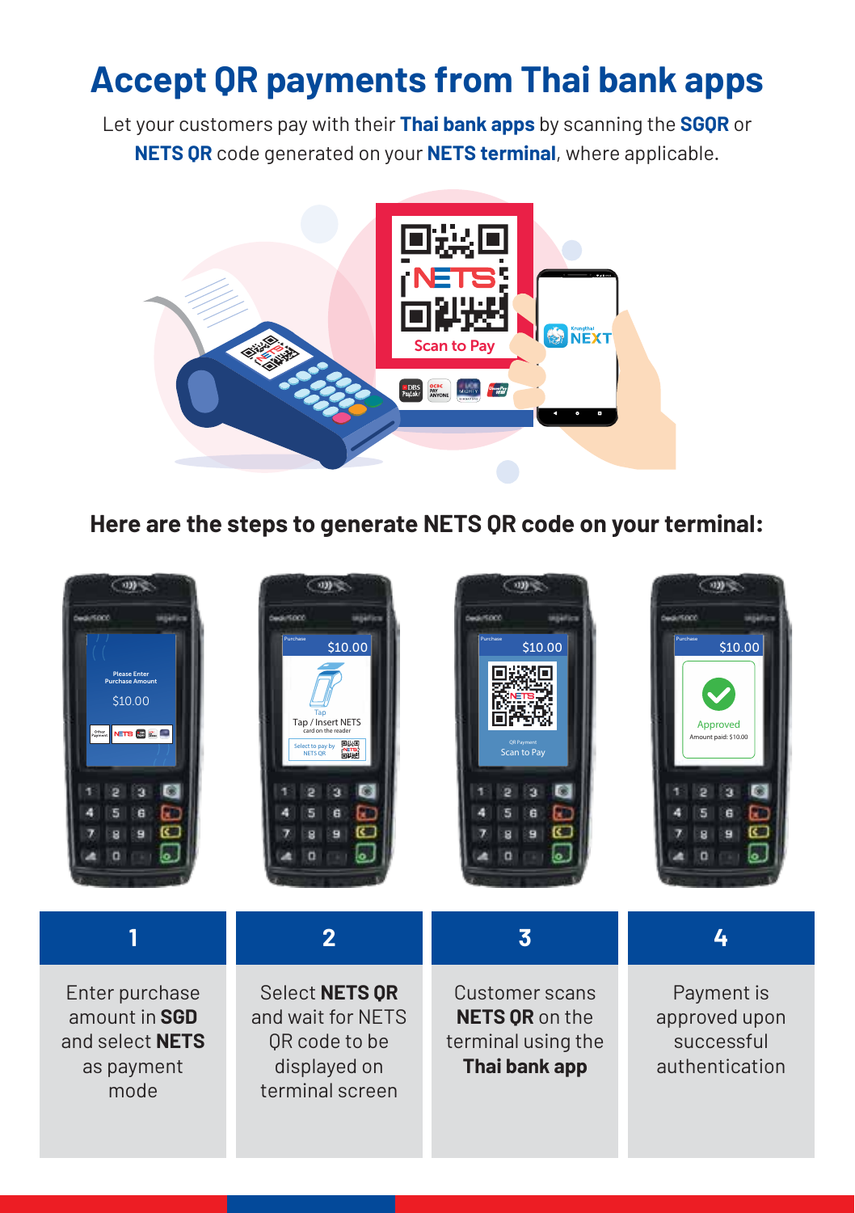# Accept QR payments from Thai bank apps

Let your customers pay with their **Thai bank apps** by scanning the **SGQR** or **NETS QR** code generated on your **NETS terminal**, where applicable.

## Here are the steps to generate NETS QR code on your terminal:

| 1 | 2 | 3 | 4 |
|---|---|---|---|
| Enter purchase amount in **SGD** and select **NETS** as payment mode | Select **NETS QR** and wait for NETS QR code to be displayed on terminal screen | Customer scans **NETS QR** on the terminal using the **Thai bank app** | Payment is approved upon successful authentication |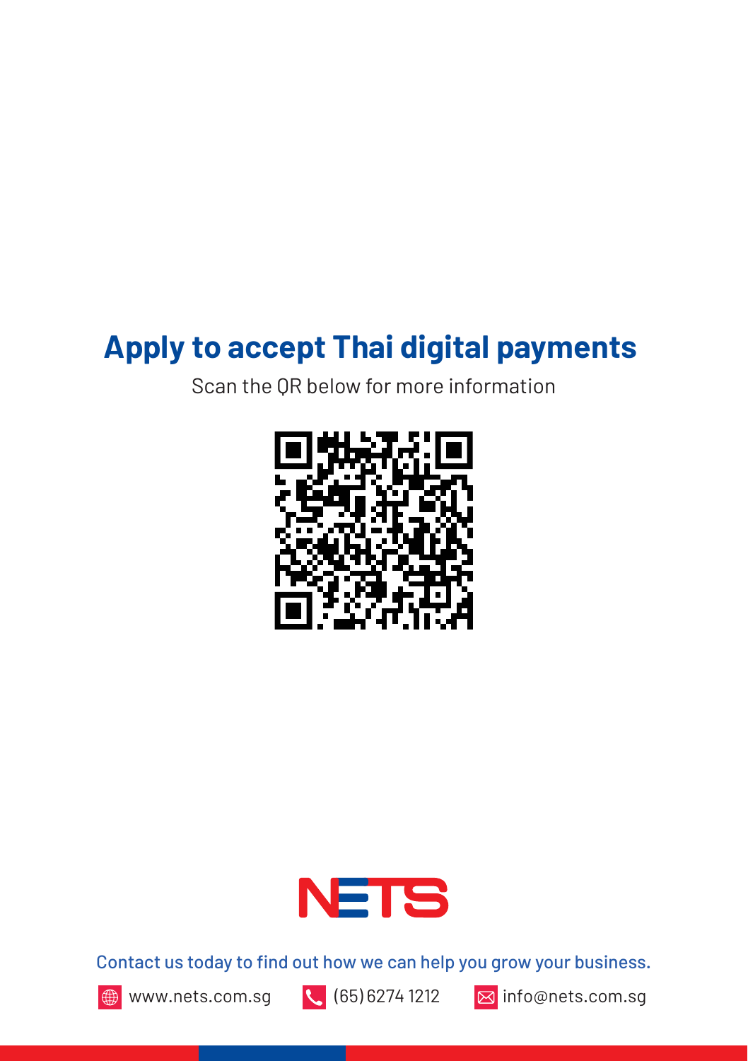# Apply to accept Thai digital payments

Scan the QR below for more information

Contact us today to find out how we can help you grow your business.

www.nets.com.sg (65) 6274 1212 info@nets.com.sg